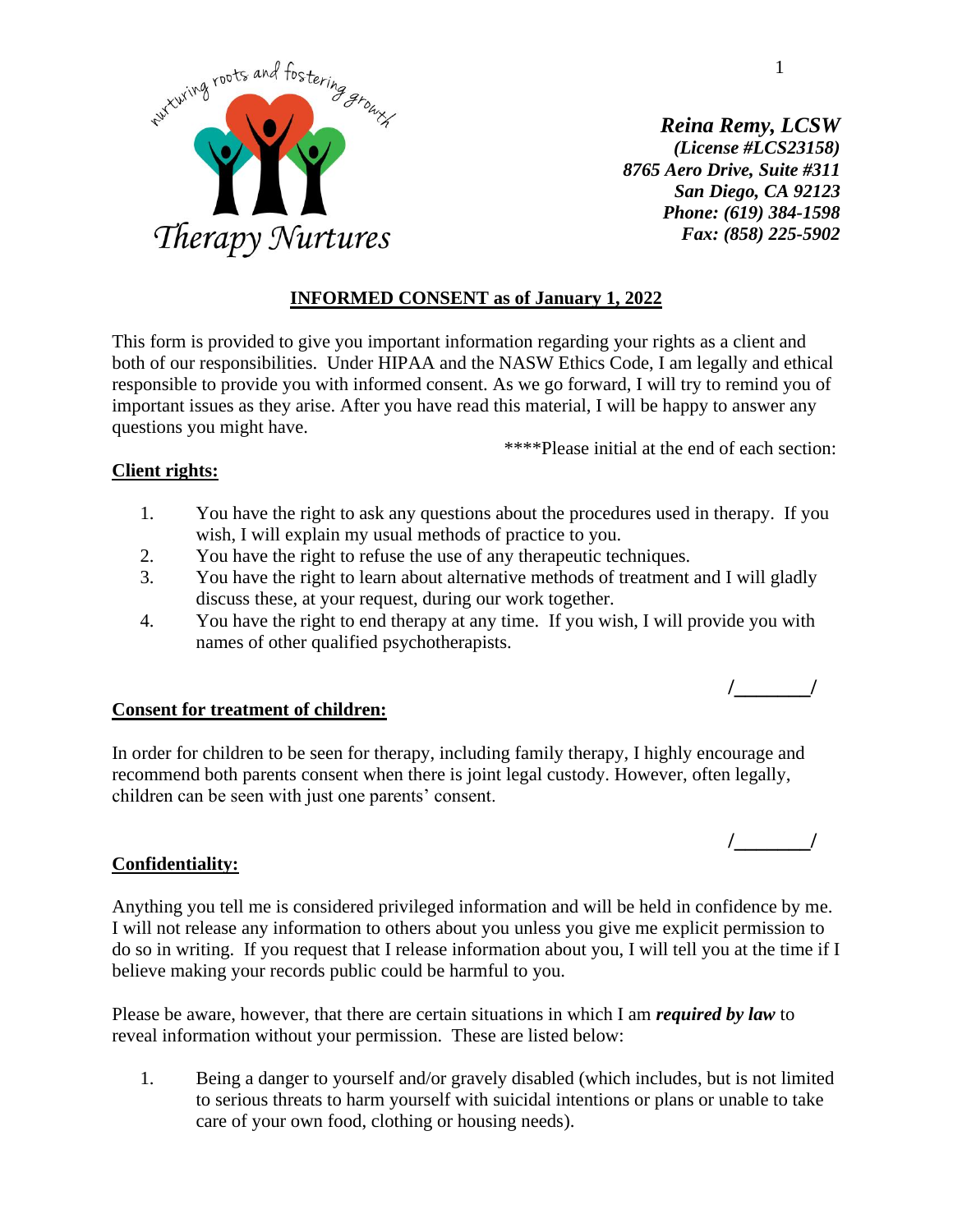nurturing roots and fostering growth

Therapy Nurtures

***Reina Remy, LCSW***
***(License #LCS23158)***
***8765 Aero Drive, Suite #311***
***San Diego, CA 92123***
***Phone: (619) 384-1598***
***Fax: (858) 225-5902***

## **INFORMED CONSENT as of January 1, 2022**

This form is provided to give you important information regarding your rights as a client and both of our responsibilities. Under HIPAA and the NASW Ethics Code, I am legally and ethical responsible to provide you with informed consent. As we go forward, I will try to remind you of important issues as they arise. After you have read this material, I will be happy to answer any questions you might have.

****Please initial at the end of each section:

### **Client rights:**

1. You have the right to ask any questions about the procedures used in therapy. If you wish, I will explain my usual methods of practice to you.
2. You have the right to refuse the use of any therapeutic techniques.
3. You have the right to learn about alternative methods of treatment and I will gladly discuss these, at your request, during our work together.
4. You have the right to end therapy at any time. If you wish, I will provide you with names of other qualified psychotherapists.

/_______/

### **Consent for treatment of children:**

In order for children to be seen for therapy, including family therapy, I highly encourage and recommend both parents consent when there is joint legal custody. However, often legally, children can be seen with just one parents' consent.

/_______/

### **Confidentiality:**

Anything you tell me is considered privileged information and will be held in confidence by me. I will not release any information to others about you unless you give me explicit permission to do so in writing. If you request that I release information about you, I will tell you at the time if I believe making your records public could be harmful to you.

Please be aware, however, that there are certain situations in which I am ***required by law*** to reveal information without your permission. These are listed below:

1. Being a danger to yourself and/or gravely disabled (which includes, but is not limited to serious threats to harm yourself with suicidal intentions or plans or unable to take care of your own food, clothing or housing needs).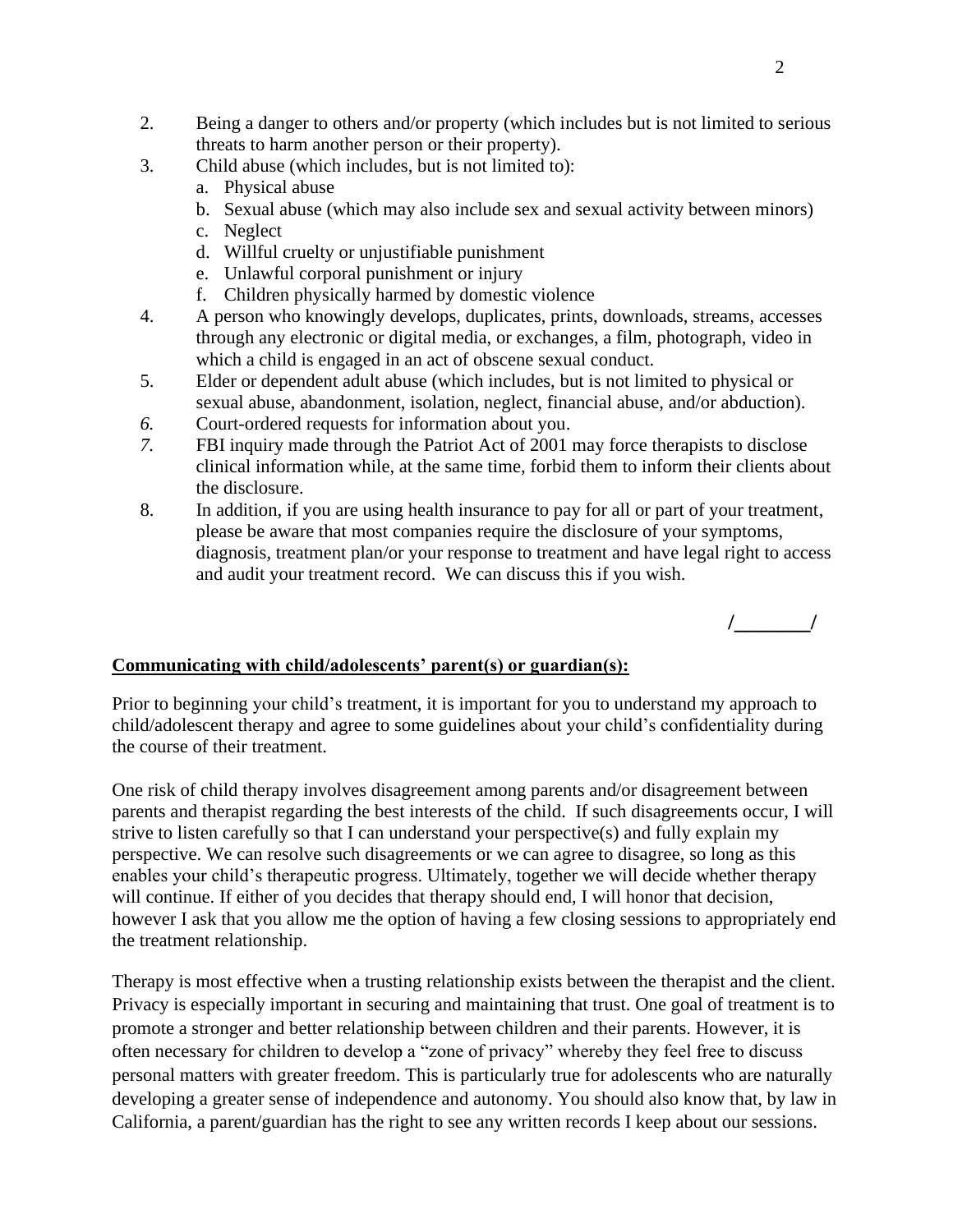2. Being a danger to others and/or property (which includes but is not limited to serious threats to harm another person or their property).
3. Child abuse (which includes, but is not limited to):
   a. Physical abuse
   b. Sexual abuse (which may also include sex and sexual activity between minors)
   c. Neglect
   d. Willful cruelty or unjustifiable punishment
   e. Unlawful corporal punishment or injury
   f. Children physically harmed by domestic violence
4. A person who knowingly develops, duplicates, prints, downloads, streams, accesses through any electronic or digital media, or exchanges, a film, photograph, video in which a child is engaged in an act of obscene sexual conduct.
5. Elder or dependent adult abuse (which includes, but is not limited to physical or sexual abuse, abandonment, isolation, neglect, financial abuse, and/or abduction).
6. Court-ordered requests for information about you.
7. FBI inquiry made through the Patriot Act of 2001 may force therapists to disclose clinical information while, at the same time, forbid them to inform their clients about the disclosure.
8. In addition, if you are using health insurance to pay for all or part of your treatment, please be aware that most companies require the disclosure of your symptoms, diagnosis, treatment plan/or your response to treatment and have legal right to access and audit your treatment record. We can discuss this if you wish.

/_______/

**Communicating with child/adolescents' parent(s) or guardian(s):**

Prior to beginning your child's treatment, it is important for you to understand my approach to child/adolescent therapy and agree to some guidelines about your child's confidentiality during the course of their treatment.

One risk of child therapy involves disagreement among parents and/or disagreement between parents and therapist regarding the best interests of the child. If such disagreements occur, I will strive to listen carefully so that I can understand your perspective(s) and fully explain my perspective. We can resolve such disagreements or we can agree to disagree, so long as this enables your child's therapeutic progress. Ultimately, together we will decide whether therapy will continue. If either of you decides that therapy should end, I will honor that decision, however I ask that you allow me the option of having a few closing sessions to appropriately end the treatment relationship.

Therapy is most effective when a trusting relationship exists between the therapist and the client. Privacy is especially important in securing and maintaining that trust. One goal of treatment is to promote a stronger and better relationship between children and their parents. However, it is often necessary for children to develop a "zone of privacy" whereby they feel free to discuss personal matters with greater freedom. This is particularly true for adolescents who are naturally developing a greater sense of independence and autonomy. You should also know that, by law in California, a parent/guardian has the right to see any written records I keep about our sessions.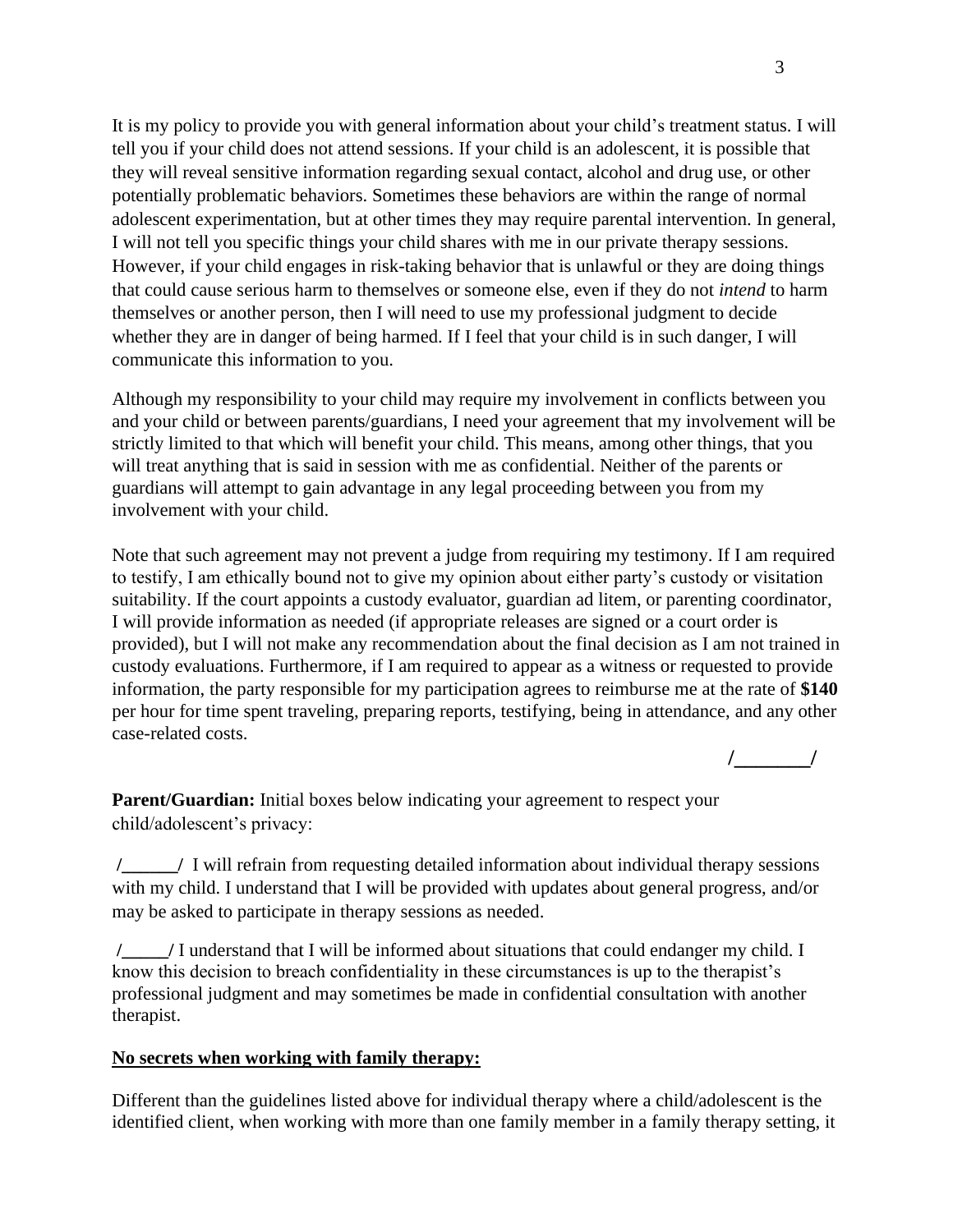It is my policy to provide you with general information about your child's treatment status. I will tell you if your child does not attend sessions. If your child is an adolescent, it is possible that they will reveal sensitive information regarding sexual contact, alcohol and drug use, or other potentially problematic behaviors. Sometimes these behaviors are within the range of normal adolescent experimentation, but at other times they may require parental intervention. In general, I will not tell you specific things your child shares with me in our private therapy sessions. However, if your child engages in risk-taking behavior that is unlawful or they are doing things that could cause serious harm to themselves or someone else, even if they do not *intend* to harm themselves or another person, then I will need to use my professional judgment to decide whether they are in danger of being harmed. If I feel that your child is in such danger, I will communicate this information to you.

Although my responsibility to your child may require my involvement in conflicts between you and your child or between parents/guardians, I need your agreement that my involvement will be strictly limited to that which will benefit your child. This means, among other things, that you will treat anything that is said in session with me as confidential. Neither of the parents or guardians will attempt to gain advantage in any legal proceeding between you from my involvement with your child.

Note that such agreement may not prevent a judge from requiring my testimony. If I am required to testify, I am ethically bound not to give my opinion about either party's custody or visitation suitability. If the court appoints a custody evaluator, guardian ad litem, or parenting coordinator, I will provide information as needed (if appropriate releases are signed or a court order is provided), but I will not make any recommendation about the final decision as I am not trained in custody evaluations. Furthermore, if I am required to appear as a witness or requested to provide information, the party responsible for my participation agrees to reimburse me at the rate of **$140** per hour for time spent traveling, preparing reports, testifying, being in attendance, and any other case-related costs.

**/________/**

**Parent/Guardian:** Initial boxes below indicating your agreement to respect your child/adolescent's privacy:

**/______/** I will refrain from requesting detailed information about individual therapy sessions with my child. I understand that I will be provided with updates about general progress, and/or may be asked to participate in therapy sessions as needed.

**/_____/** I understand that I will be informed about situations that could endanger my child. I know this decision to breach confidentiality in these circumstances is up to the therapist's professional judgment and may sometimes be made in confidential consultation with another therapist.

**<u>No secrets when working with family therapy:</u>**

Different than the guidelines listed above for individual therapy where a child/adolescent is the identified client, when working with more than one family member in a family therapy setting, it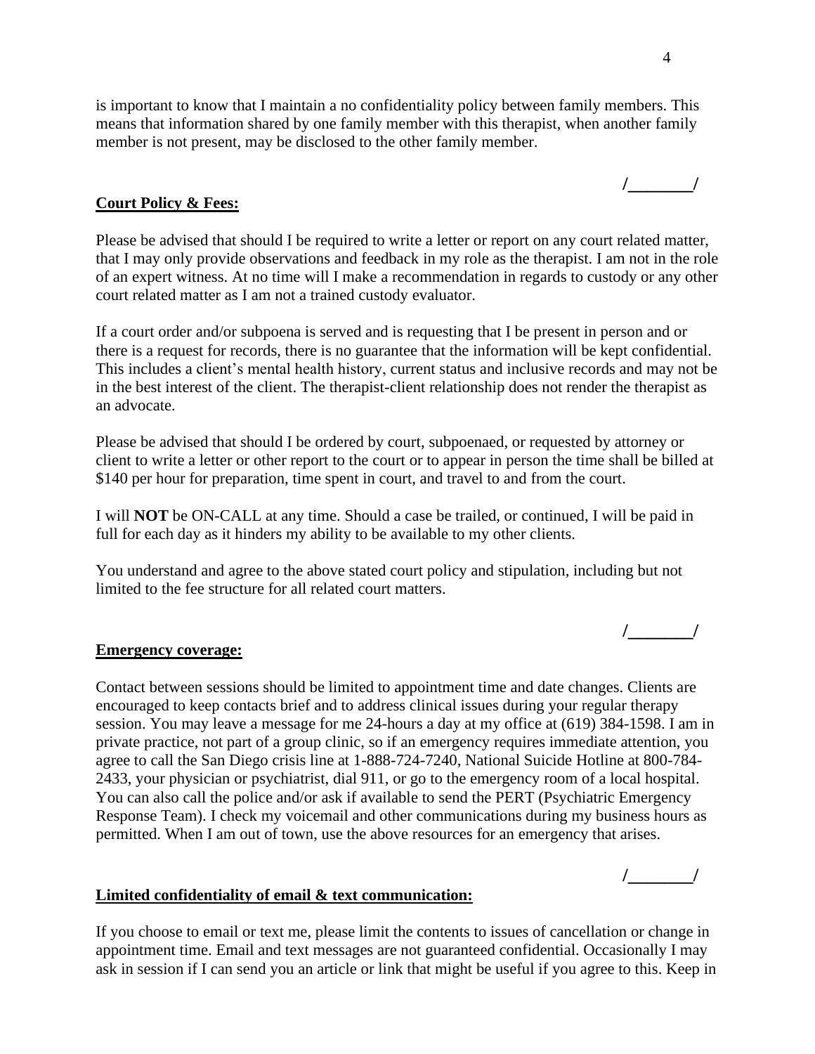is important to know that I maintain a no confidentiality policy between family members. This means that information shared by one family member with this therapist, when another family member is not present, may be disclosed to the other family member.

/________/

**Court Policy & Fees:**

Please be advised that should I be required to write a letter or report on any court related matter, that I may only provide observations and feedback in my role as the therapist. I am not in the role of an expert witness. At no time will I make a recommendation in regards to custody or any other court related matter as I am not a trained custody evaluator.

If a court order and/or subpoena is served and is requesting that I be present in person and or there is a request for records, there is no guarantee that the information will be kept confidential. This includes a client's mental health history, current status and inclusive records and may not be in the best interest of the client. The therapist-client relationship does not render the therapist as an advocate.

Please be advised that should I be ordered by court, subpoenaed, or requested by attorney or client to write a letter or other report to the court or to appear in person the time shall be billed at $140 per hour for preparation, time spent in court, and travel to and from the court.

I will **NOT** be ON-CALL at any time. Should a case be trailed, or continued, I will be paid in full for each day as it hinders my ability to be available to my other clients.

You understand and agree to the above stated court policy and stipulation, including but not limited to the fee structure for all related court matters.

/________/

**Emergency coverage:**

Contact between sessions should be limited to appointment time and date changes. Clients are encouraged to keep contacts brief and to address clinical issues during your regular therapy session. You may leave a message for me 24-hours a day at my office at (619) 384-1598. I am in private practice, not part of a group clinic, so if an emergency requires immediate attention, you agree to call the San Diego crisis line at 1-888-724-7240, National Suicide Hotline at 800-784-2433, your physician or psychiatrist, dial 911, or go to the emergency room of a local hospital. You can also call the police and/or ask if available to send the PERT (Psychiatric Emergency Response Team). I check my voicemail and other communications during my business hours as permitted. When I am out of town, use the above resources for an emergency that arises.

/________/

**Limited confidentiality of email & text communication:**

If you choose to email or text me, please limit the contents to issues of cancellation or change in appointment time. Email and text messages are not guaranteed confidential. Occasionally I may ask in session if I can send you an article or link that might be useful if you agree to this. Keep in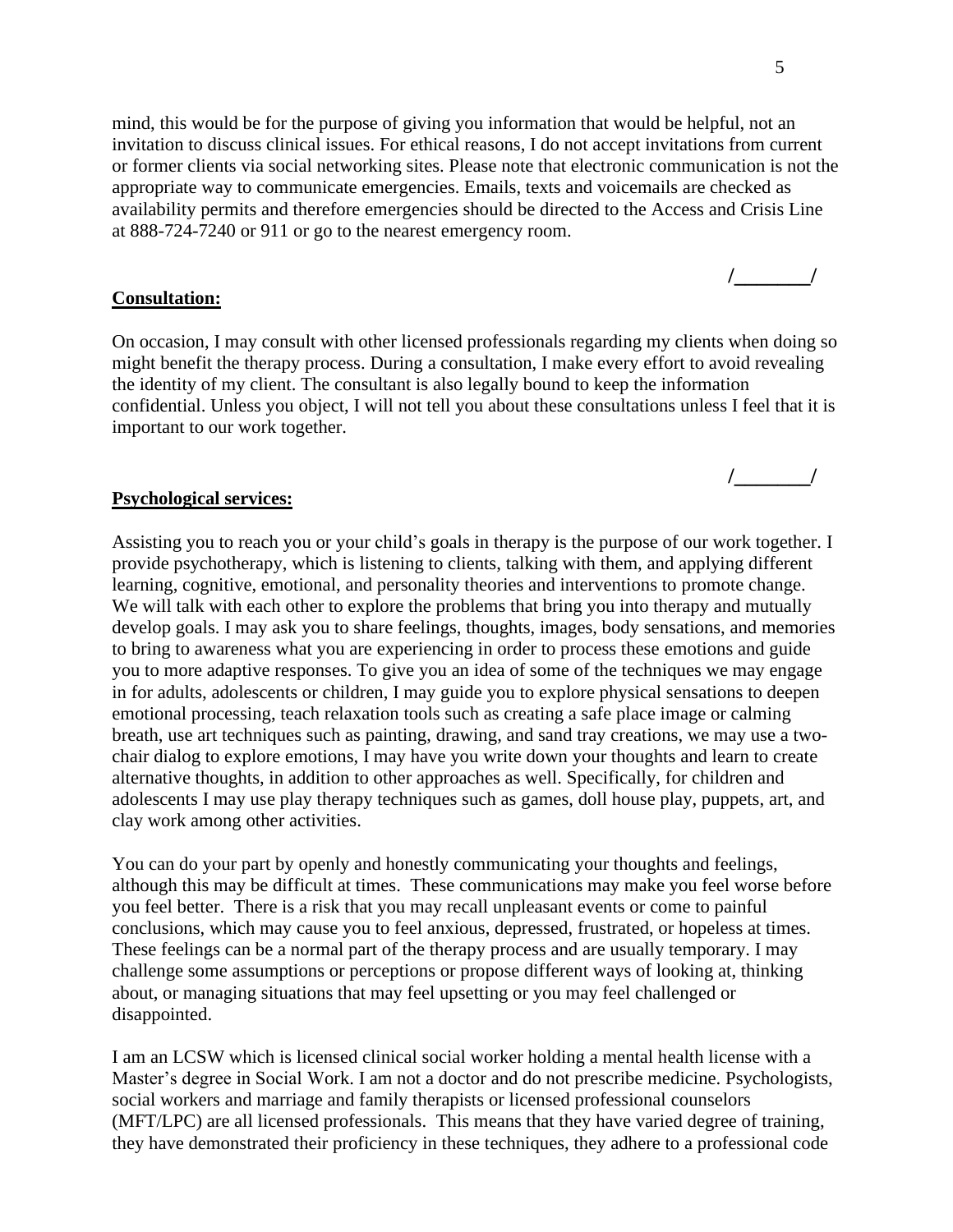mind, this would be for the purpose of giving you information that would be helpful, not an invitation to discuss clinical issues. For ethical reasons, I do not accept invitations from current or former clients via social networking sites. Please note that electronic communication is not the appropriate way to communicate emergencies. Emails, texts and voicemails are checked as availability permits and therefore emergencies should be directed to the Access and Crisis Line at 888-724-7240 or 911 or go to the nearest emergency room.

**/________/**

**Consultation:**

On occasion, I may consult with other licensed professionals regarding my clients when doing so might benefit the therapy process. During a consultation, I make every effort to avoid revealing the identity of my client. The consultant is also legally bound to keep the information confidential. Unless you object, I will not tell you about these consultations unless I feel that it is important to our work together.

**/________/**

**Psychological services:**

Assisting you to reach you or your child's goals in therapy is the purpose of our work together. I provide psychotherapy, which is listening to clients, talking with them, and applying different learning, cognitive, emotional, and personality theories and interventions to promote change. We will talk with each other to explore the problems that bring you into therapy and mutually develop goals. I may ask you to share feelings, thoughts, images, body sensations, and memories to bring to awareness what you are experiencing in order to process these emotions and guide you to more adaptive responses. To give you an idea of some of the techniques we may engage in for adults, adolescents or children, I may guide you to explore physical sensations to deepen emotional processing, teach relaxation tools such as creating a safe place image or calming breath, use art techniques such as painting, drawing, and sand tray creations, we may use a two-chair dialog to explore emotions, I may have you write down your thoughts and learn to create alternative thoughts, in addition to other approaches as well. Specifically, for children and adolescents I may use play therapy techniques such as games, doll house play, puppets, art, and clay work among other activities.

You can do your part by openly and honestly communicating your thoughts and feelings, although this may be difficult at times. These communications may make you feel worse before you feel better. There is a risk that you may recall unpleasant events or come to painful conclusions, which may cause you to feel anxious, depressed, frustrated, or hopeless at times. These feelings can be a normal part of the therapy process and are usually temporary. I may challenge some assumptions or perceptions or propose different ways of looking at, thinking about, or managing situations that may feel upsetting or you may feel challenged or disappointed.

I am an LCSW which is licensed clinical social worker holding a mental health license with a Master's degree in Social Work. I am not a doctor and do not prescribe medicine. Psychologists, social workers and marriage and family therapists or licensed professional counselors (MFT/LPC) are all licensed professionals. This means that they have varied degree of training, they have demonstrated their proficiency in these techniques, they adhere to a professional code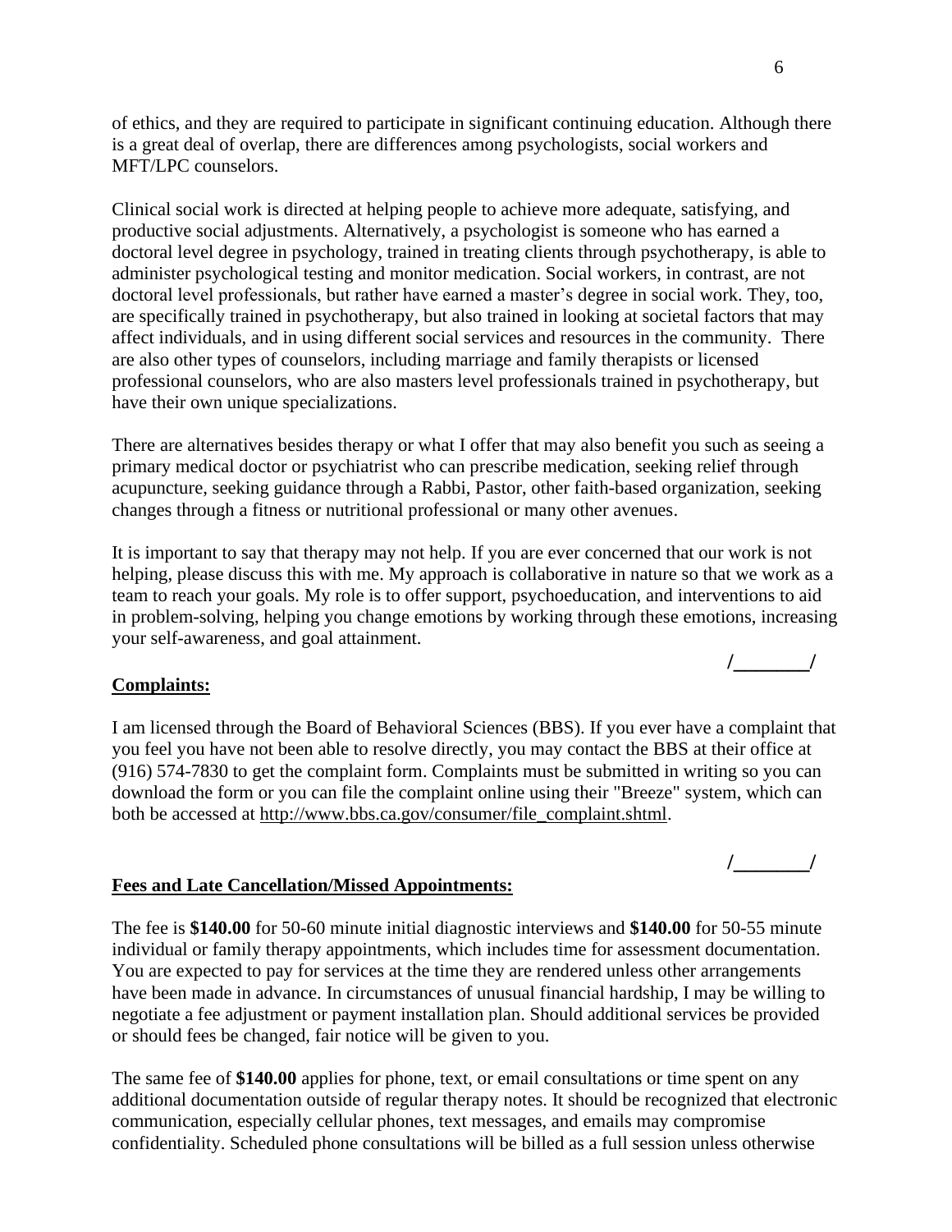of ethics, and they are required to participate in significant continuing education. Although there is a great deal of overlap, there are differences among psychologists, social workers and MFT/LPC counselors.

Clinical social work is directed at helping people to achieve more adequate, satisfying, and productive social adjustments. Alternatively, a psychologist is someone who has earned a doctoral level degree in psychology, trained in treating clients through psychotherapy, is able to administer psychological testing and monitor medication. Social workers, in contrast, are not doctoral level professionals, but rather have earned a master's degree in social work. They, too, are specifically trained in psychotherapy, but also trained in looking at societal factors that may affect individuals, and in using different social services and resources in the community. There are also other types of counselors, including marriage and family therapists or licensed professional counselors, who are also masters level professionals trained in psychotherapy, but have their own unique specializations.

There are alternatives besides therapy or what I offer that may also benefit you such as seeing a primary medical doctor or psychiatrist who can prescribe medication, seeking relief through acupuncture, seeking guidance through a Rabbi, Pastor, other faith-based organization, seeking changes through a fitness or nutritional professional or many other avenues.

It is important to say that therapy may not help. If you are ever concerned that our work is not helping, please discuss this with me. My approach is collaborative in nature so that we work as a team to reach your goals. My role is to offer support, psychoeducation, and interventions to aid in problem-solving, helping you change emotions by working through these emotions, increasing your self-awareness, and goal attainment.

**/________/**

**Complaints:**

I am licensed through the Board of Behavioral Sciences (BBS). If you ever have a complaint that you feel you have not been able to resolve directly, you may contact the BBS at their office at (916) 574-7830 to get the complaint form. Complaints must be submitted in writing so you can download the form or you can file the complaint online using their "Breeze" system, which can both be accessed at http://www.bbs.ca.gov/consumer/file_complaint.shtml.

**/________/**

**Fees and Late Cancellation/Missed Appointments:**

The fee is **$140.00** for 50-60 minute initial diagnostic interviews and **$140.00** for 50-55 minute individual or family therapy appointments, which includes time for assessment documentation. You are expected to pay for services at the time they are rendered unless other arrangements have been made in advance. In circumstances of unusual financial hardship, I may be willing to negotiate a fee adjustment or payment installation plan. Should additional services be provided or should fees be changed, fair notice will be given to you.

The same fee of **$140.00** applies for phone, text, or email consultations or time spent on any additional documentation outside of regular therapy notes. It should be recognized that electronic communication, especially cellular phones, text messages, and emails may compromise confidentiality. Scheduled phone consultations will be billed as a full session unless otherwise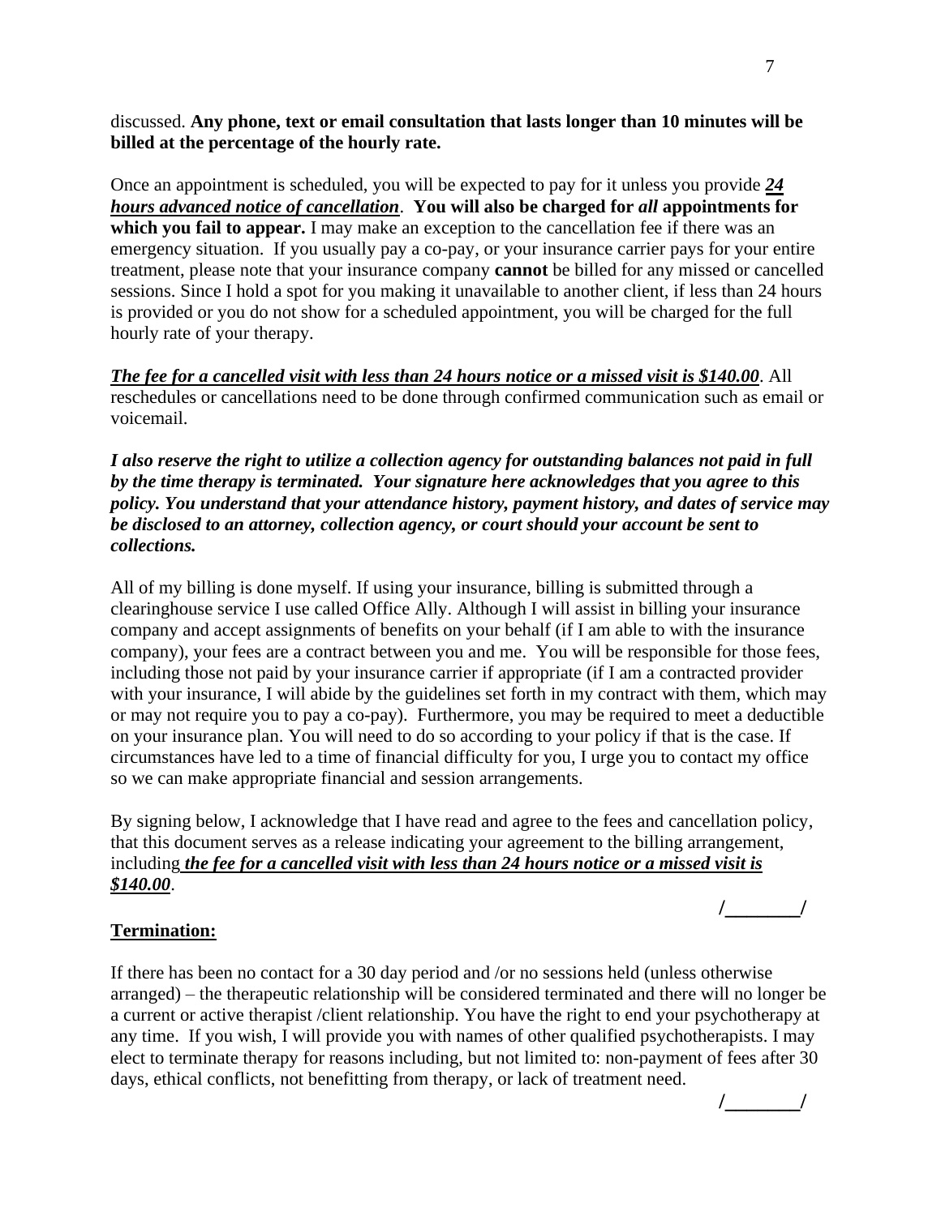discussed. **Any phone, text or email consultation that lasts longer than 10 minutes will be billed at the percentage of the hourly rate.**

Once an appointment is scheduled, you will be expected to pay for it unless you provide ***24 hours advanced notice of cancellation***. **You will also be charged for *all* appointments for which you fail to appear.** I may make an exception to the cancellation fee if there was an emergency situation. If you usually pay a co-pay, or your insurance carrier pays for your entire treatment, please note that your insurance company **cannot** be billed for any missed or cancelled sessions. Since I hold a spot for you making it unavailable to another client, if less than 24 hours is provided or you do not show for a scheduled appointment, you will be charged for the full hourly rate of your therapy.

***The fee for a cancelled visit with less than 24 hours notice or a missed visit is $140.00***. All reschedules or cancellations need to be done through confirmed communication such as email or voicemail.

***I also reserve the right to utilize a collection agency for outstanding balances not paid in full by the time therapy is terminated. Your signature here acknowledges that you agree to this policy. You understand that your attendance history, payment history, and dates of service may be disclosed to an attorney, collection agency, or court should your account be sent to collections.***

All of my billing is done myself. If using your insurance, billing is submitted through a clearinghouse service I use called Office Ally. Although I will assist in billing your insurance company and accept assignments of benefits on your behalf (if I am able to with the insurance company), your fees are a contract between you and me. You will be responsible for those fees, including those not paid by your insurance carrier if appropriate (if I am a contracted provider with your insurance, I will abide by the guidelines set forth in my contract with them, which may or may not require you to pay a co-pay). Furthermore, you may be required to meet a deductible on your insurance plan. You will need to do so according to your policy if that is the case. If circumstances have led to a time of financial difficulty for you, I urge you to contact my office so we can make appropriate financial and session arrangements.

By signing below, I acknowledge that I have read and agree to the fees and cancellation policy, that this document serves as a release indicating your agreement to the billing arrangement, including ***the fee for a cancelled visit with less than 24 hours notice or a missed visit is $140.00***.

**/_______/**

**Termination:**

If there has been no contact for a 30 day period and /or no sessions held (unless otherwise arranged) – the therapeutic relationship will be considered terminated and there will no longer be a current or active therapist /client relationship. You have the right to end your psychotherapy at any time. If you wish, I will provide you with names of other qualified psychotherapists. I may elect to terminate therapy for reasons including, but not limited to: non-payment of fees after 30 days, ethical conflicts, not benefitting from therapy, or lack of treatment need.

**/_______/**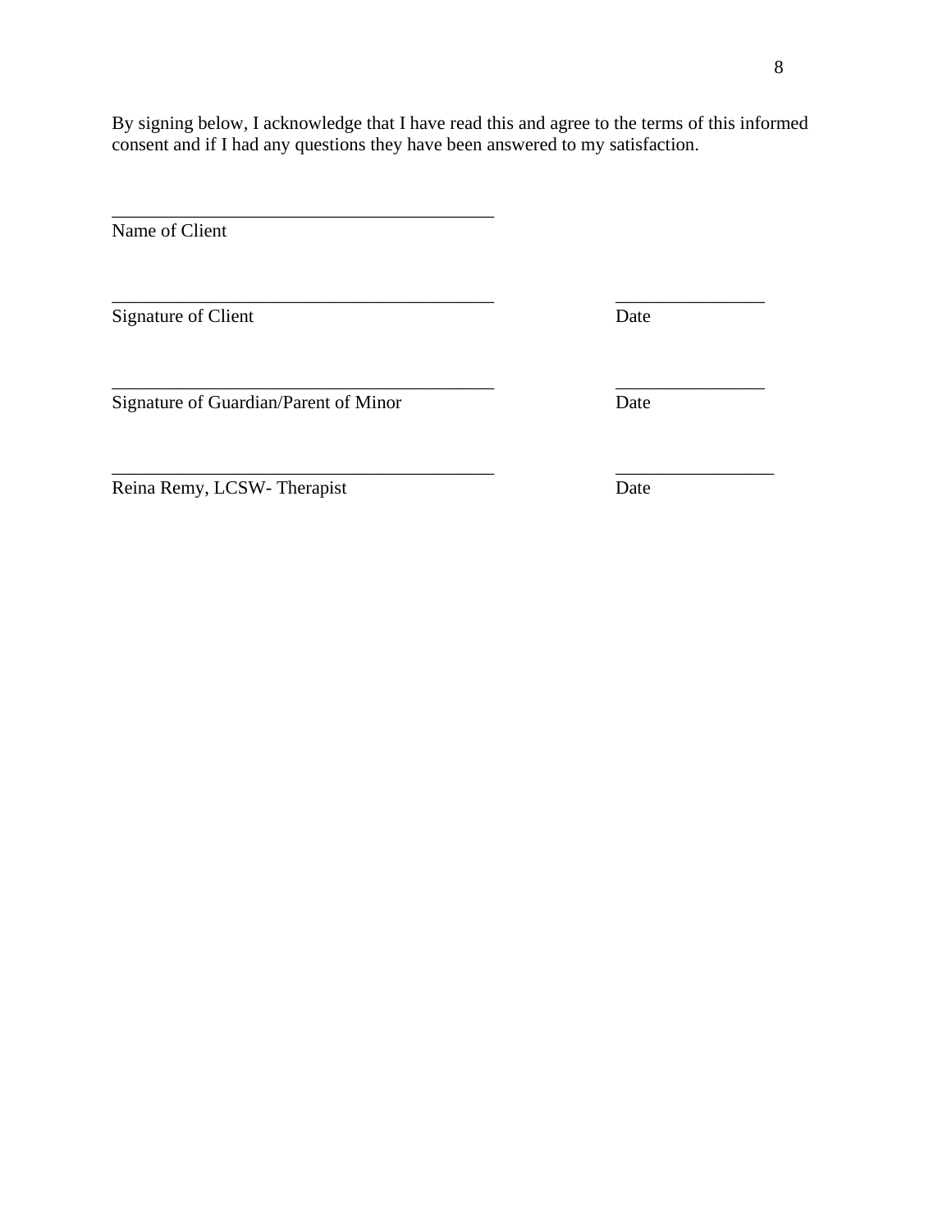By signing below, I acknowledge that I have read this and agree to the terms of this informed consent and if I had any questions they have been answered to my satisfaction.

\_\_\_\_\_\_\_\_\_\_\_\_\_\_\_\_\_\_\_\_\_\_\_\_\_\_\_\_\_\_\_\_\_\_\_\_\_\_\_\_\_\_
Name of Client

\_\_\_\_\_\_\_\_\_\_\_\_\_\_\_\_\_\_\_\_\_\_\_\_\_\_\_\_\_\_\_\_\_\_\_\_\_\_\_\_\_\_ \_\_\_\_\_\_\_\_\_\_\_\_\_\_\_\_
Signature of Client Date

\_\_\_\_\_\_\_\_\_\_\_\_\_\_\_\_\_\_\_\_\_\_\_\_\_\_\_\_\_\_\_\_\_\_\_\_\_\_\_\_\_\_ \_\_\_\_\_\_\_\_\_\_\_\_\_\_\_\_
Signature of Guardian/Parent of Minor Date

\_\_\_\_\_\_\_\_\_\_\_\_\_\_\_\_\_\_\_\_\_\_\_\_\_\_\_\_\_\_\_\_\_\_\_\_\_\_\_\_\_\_ \_\_\_\_\_\_\_\_\_\_\_\_\_\_\_\_\_
Reina Remy, LCSW- Therapist Date